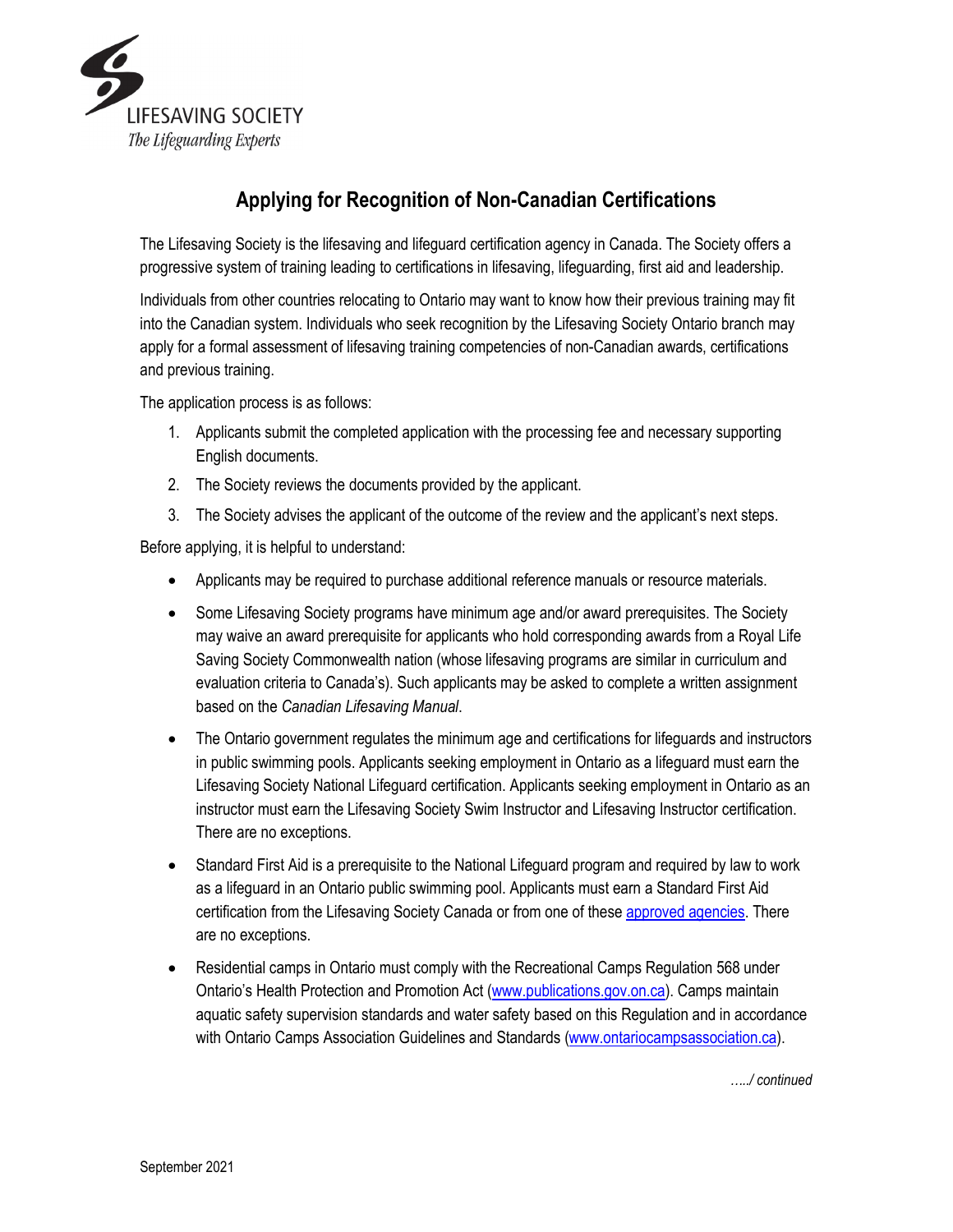LIFESAVING SOCIETY

*The Lifeguarding Experts*

# Applying for Recognition of Non-Canadian Certifications

The Lifesaving Society is the lifesaving and lifeguard certification agency in Canada. The Society offers a progressive system of training leading to certifications in lifesaving, lifeguarding, first aid and leadership.

Individuals from other countries relocating to Ontario may want to know how their previous training may fit into the Canadian system. Individuals who seek recognition by the Lifesaving Society Ontario branch may apply for a formal assessment of lifesaving training competencies of non-Canadian awards, certifications and previous training.

The application process is as follows:

1. Applicants submit the completed application with the processing fee and necessary supporting English documents.
2. The Society reviews the documents provided by the applicant.
3. The Society advises the applicant of the outcome of the review and the applicant's next steps.

Before applying, it is helpful to understand:

- Applicants may be required to purchase additional reference manuals or resource materials.
- Some Lifesaving Society programs have minimum age and/or award prerequisites. The Society may waive an award prerequisite for applicants who hold corresponding awards from a Royal Life Saving Society Commonwealth nation (whose lifesaving programs are similar in curriculum and evaluation criteria to Canada's). Such applicants may be asked to complete a written assignment based on the *Canadian Lifesaving Manual*.
- The Ontario government regulates the minimum age and certifications for lifeguards and instructors in public swimming pools. Applicants seeking employment in Ontario as a lifeguard must earn the Lifesaving Society National Lifeguard certification. Applicants seeking employment in Ontario as an instructor must earn the Lifesaving Society Swim Instructor and Lifesaving Instructor certification. There are no exceptions.
- Standard First Aid is a prerequisite to the National Lifeguard program and required by law to work as a lifeguard in an Ontario public swimming pool. Applicants must earn a Standard First Aid certification from the Lifesaving Society Canada or from one of these [approved agencies](). There are no exceptions.
- Residential camps in Ontario must comply with the Recreational Camps Regulation 568 under Ontario's Health Protection and Promotion Act ([www.publications.gov.on.ca](www.publications.gov.on.ca)). Camps maintain aquatic safety supervision standards and water safety based on this Regulation and in accordance with Ontario Camps Association Guidelines and Standards ([www.ontariocampsassociation.ca](www.ontariocampsassociation.ca)).

*…../ continued*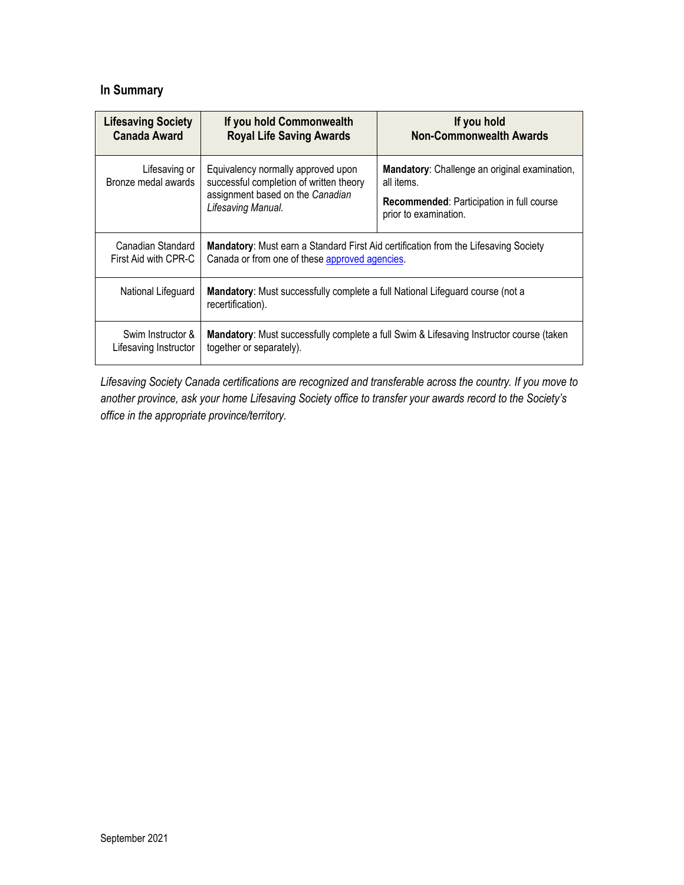## In Summary

| Lifesaving Society Canada Award | If you hold Commonwealth Royal Life Saving Awards | If you hold Non-Commonwealth Awards |
|---|---|---|
| Lifesaving or Bronze medal awards | Equivalency normally approved upon successful completion of written theory assignment based on the *Canadian Lifesaving Manual*. | **Mandatory**: Challenge an original examination, all items.<br>**Recommended**: Participation in full course prior to examination. |
| Canadian Standard First Aid with CPR-C | **Mandatory**: Must earn a Standard First Aid certification from the Lifesaving Society Canada or from one of these approved agencies. | |
| National Lifeguard | **Mandatory**: Must successfully complete a full National Lifeguard course (not a recertification). | |
| Swim Instructor & Lifesaving Instructor | **Mandatory**: Must successfully complete a full Swim & Lifesaving Instructor course (taken together or separately). | |

*Lifesaving Society Canada certifications are recognized and transferable across the country. If you move to another province, ask your home Lifesaving Society office to transfer your awards record to the Society's office in the appropriate province/territory.*

September 2021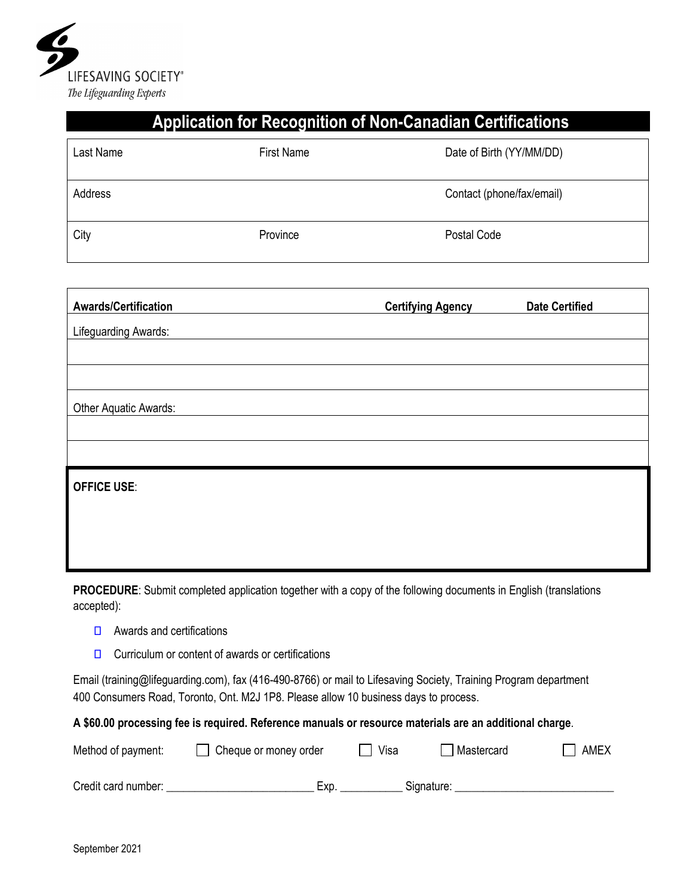LIFESAVING SOCIETY®
*The Lifeguarding Experts*

# Application for Recognition of Non-Canadian Certifications

| | | |
|---|---|---|
| Last Name | First Name | Date of Birth (YY/MM/DD) |
| Address | | Contact (phone/fax/email) |
| City | Province | Postal Code |

| **Awards/Certification** | **Certifying Agency** | **Date Certified** |
|---|---|---|
| Lifeguarding Awards: | | |
| | | |
| | | |
| Other Aquatic Awards: | | |
| | | |
| | | |

**OFFICE USE**:

**PROCEDURE**: Submit completed application together with a copy of the following documents in English (translations accepted):

- ☐ Awards and certifications
- ☐ Curriculum or content of awards or certifications

Email (training@lifeguarding.com), fax (416-490-8766) or mail to Lifesaving Society, Training Program department 400 Consumers Road, Toronto, Ont. M2J 1P8. Please allow 10 business days to process.

**A $60.00 processing fee is required. Reference manuals or resource materials are an additional charge**.

Method of payment: ☐ Cheque or money order ☐ Visa ☐ Mastercard ☐ AMEX

Credit card number: ________________________ Exp. __________ Signature: ___________________________

September 2021